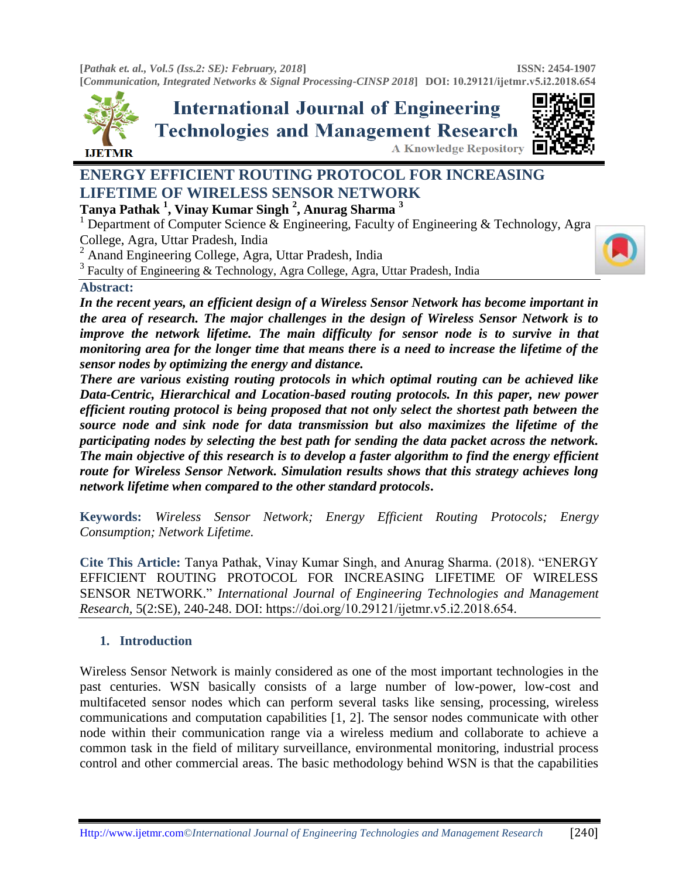# ENERGY EFFICIENT ROUTING PROTOCOL FOR INCREASING LIFETIME OF WIRELESS SENSOR NETWORK

**Tanya Pathak [1], Vinay Kumar Singh [2], Anurag Sharma [3]**

[1] Department of Computer Science & Engineering, Faculty of Engineering & Technology, Agra College, Agra, Uttar Pradesh, India

[2] Anand Engineering College, Agra, Uttar Pradesh, India

[3] Faculty of Engineering & Technology, Agra College, Agra, Uttar Pradesh, India

## Abstract:

***In the recent years, an efficient design of a Wireless Sensor Network has become important in the area of research. The major challenges in the design of Wireless Sensor Network is to improve the network lifetime. The main difficulty for sensor node is to survive in that monitoring area for the longer time that means there is a need to increase the lifetime of the sensor nodes by optimizing the energy and distance.***

***There are various existing routing protocols in which optimal routing can be achieved like Data-Centric, Hierarchical and Location-based routing protocols. In this paper, new power efficient routing protocol is being proposed that not only select the shortest path between the source node and sink node for data transmission but also maximizes the lifetime of the participating nodes by selecting the best path for sending the data packet across the network. The main objective of this research is to develop a faster algorithm to find the energy efficient route for Wireless Sensor Network. Simulation results shows that this strategy achieves long network lifetime when compared to the other standard protocols.***

**Keywords:** *Wireless Sensor Network; Energy Efficient Routing Protocols; Energy Consumption; Network Lifetime.*

**Cite This Article:** Tanya Pathak, Vinay Kumar Singh, and Anurag Sharma. (2018). "ENERGY EFFICIENT ROUTING PROTOCOL FOR INCREASING LIFETIME OF WIRELESS SENSOR NETWORK." *International Journal of Engineering Technologies and Management Research,* 5(2:SE), 240-248. DOI: https://doi.org/10.29121/ijetmr.v5.i2.2018.654.

## 1. Introduction

Wireless Sensor Network is mainly considered as one of the most important technologies in the past centuries. WSN basically consists of a large number of low-power, low-cost and multifaceted sensor nodes which can perform several tasks like sensing, processing, wireless communications and computation capabilities [1, 2]. The sensor nodes communicate with other node within their communication range via a wireless medium and collaborate to achieve a common task in the field of military surveillance, environmental monitoring, industrial process control and other commercial areas. The basic methodology behind WSN is that the capabilities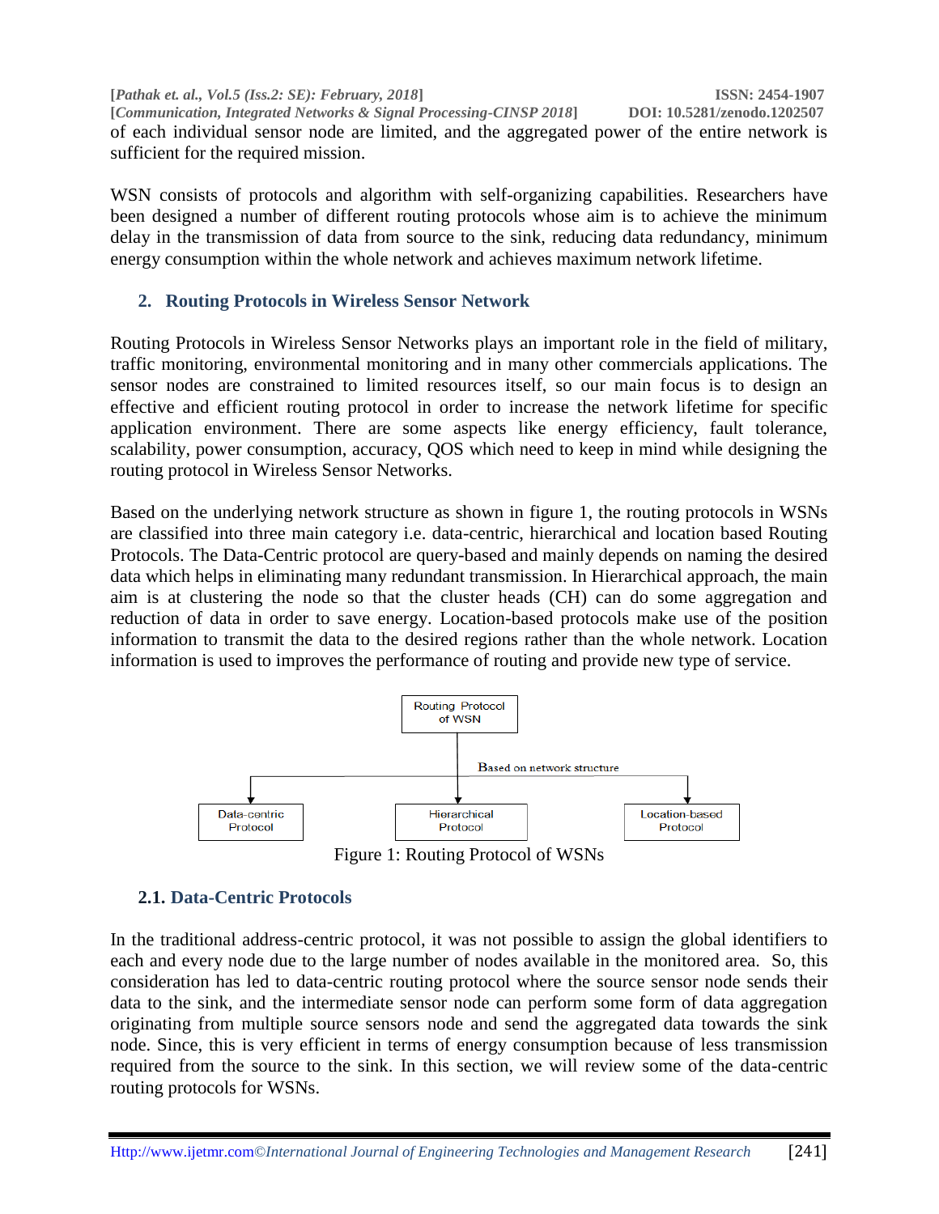of each individual sensor node are limited, and the aggregated power of the entire network is sufficient for the required mission.

WSN consists of protocols and algorithm with self-organizing capabilities. Researchers have been designed a number of different routing protocols whose aim is to achieve the minimum delay in the transmission of data from source to the sink, reducing data redundancy, minimum energy consumption within the whole network and achieves maximum network lifetime.

## 2. Routing Protocols in Wireless Sensor Network

Routing Protocols in Wireless Sensor Networks plays an important role in the field of military, traffic monitoring, environmental monitoring and in many other commercials applications. The sensor nodes are constrained to limited resources itself, so our main focus is to design an effective and efficient routing protocol in order to increase the network lifetime for specific application environment. There are some aspects like energy efficiency, fault tolerance, scalability, power consumption, accuracy, QOS which need to keep in mind while designing the routing protocol in Wireless Sensor Networks.

Based on the underlying network structure as shown in figure 1, the routing protocols in WSNs are classified into three main category i.e. data-centric, hierarchical and location based Routing Protocols. The Data-Centric protocol are query-based and mainly depends on naming the desired data which helps in eliminating many redundant transmission. In Hierarchical approach, the main aim is at clustering the node so that the cluster heads (CH) can do some aggregation and reduction of data in order to save energy. Location-based protocols make use of the position information to transmit the data to the desired regions rather than the whole network. Location information is used to improves the performance of routing and provide new type of service.

Routing Protocol of WSN

Based on network structure

Data-centric Protocol | Hierarchical Protocol | Location-based Protocol

Figure 1: Routing Protocol of WSNs

### 2.1. Data-Centric Protocols

In the traditional address-centric protocol, it was not possible to assign the global identifiers to each and every node due to the large number of nodes available in the monitored area. So, this consideration has led to data-centric routing protocol where the source sensor node sends their data to the sink, and the intermediate sensor node can perform some form of data aggregation originating from multiple source sensors node and send the aggregated data towards the sink node. Since, this is very efficient in terms of energy consumption because of less transmission required from the source to the sink. In this section, we will review some of the data-centric routing protocols for WSNs.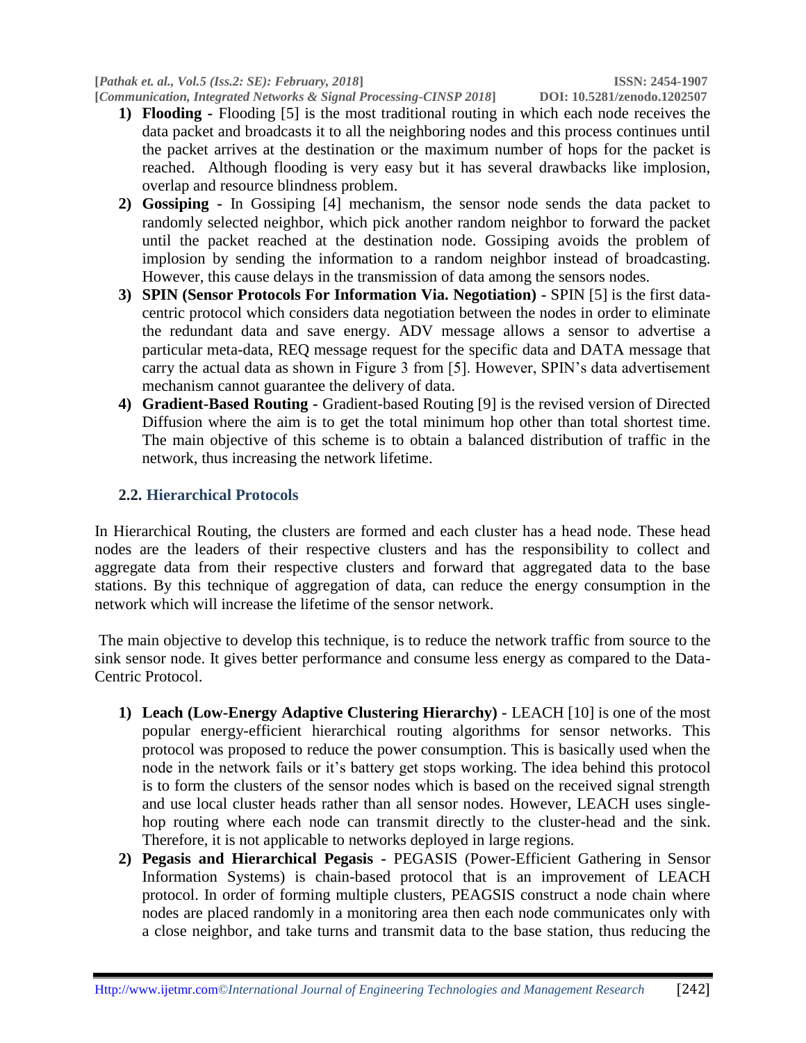1) **Flooding -** Flooding [5] is the most traditional routing in which each node receives the data packet and broadcasts it to all the neighboring nodes and this process continues until the packet arrives at the destination or the maximum number of hops for the packet is reached. Although flooding is very easy but it has several drawbacks like implosion, overlap and resource blindness problem.
2) **Gossiping -** In Gossiping [4] mechanism, the sensor node sends the data packet to randomly selected neighbor, which pick another random neighbor to forward the packet until the packet reached at the destination node. Gossiping avoids the problem of implosion by sending the information to a random neighbor instead of broadcasting. However, this cause delays in the transmission of data among the sensors nodes.
3) **SPIN (Sensor Protocols For Information Via. Negotiation) -** SPIN [5] is the first data-centric protocol which considers data negotiation between the nodes in order to eliminate the redundant data and save energy. ADV message allows a sensor to advertise a particular meta-data, REQ message request for the specific data and DATA message that carry the actual data as shown in Figure 3 from [5]. However, SPIN's data advertisement mechanism cannot guarantee the delivery of data.
4) **Gradient-Based Routing -** Gradient-based Routing [9] is the revised version of Directed Diffusion where the aim is to get the total minimum hop other than total shortest time. The main objective of this scheme is to obtain a balanced distribution of traffic in the network, thus increasing the network lifetime.

### 2.2. Hierarchical Protocols

In Hierarchical Routing, the clusters are formed and each cluster has a head node. These head nodes are the leaders of their respective clusters and has the responsibility to collect and aggregate data from their respective clusters and forward that aggregated data to the base stations. By this technique of aggregation of data, can reduce the energy consumption in the network which will increase the lifetime of the sensor network.

The main objective to develop this technique, is to reduce the network traffic from source to the sink sensor node. It gives better performance and consume less energy as compared to the Data-Centric Protocol.

1) **Leach (Low-Energy Adaptive Clustering Hierarchy) -** LEACH [10] is one of the most popular energy-efficient hierarchical routing algorithms for sensor networks. This protocol was proposed to reduce the power consumption. This is basically used when the node in the network fails or it's battery get stops working. The idea behind this protocol is to form the clusters of the sensor nodes which is based on the received signal strength and use local cluster heads rather than all sensor nodes. However, LEACH uses single-hop routing where each node can transmit directly to the cluster-head and the sink. Therefore, it is not applicable to networks deployed in large regions.
2) **Pegasis and Hierarchical Pegasis -** PEGASIS (Power-Efficient Gathering in Sensor Information Systems) is chain-based protocol that is an improvement of LEACH protocol. In order of forming multiple clusters, PEAGSIS construct a node chain where nodes are placed randomly in a monitoring area then each node communicates only with a close neighbor, and take turns and transmit data to the base station, thus reducing the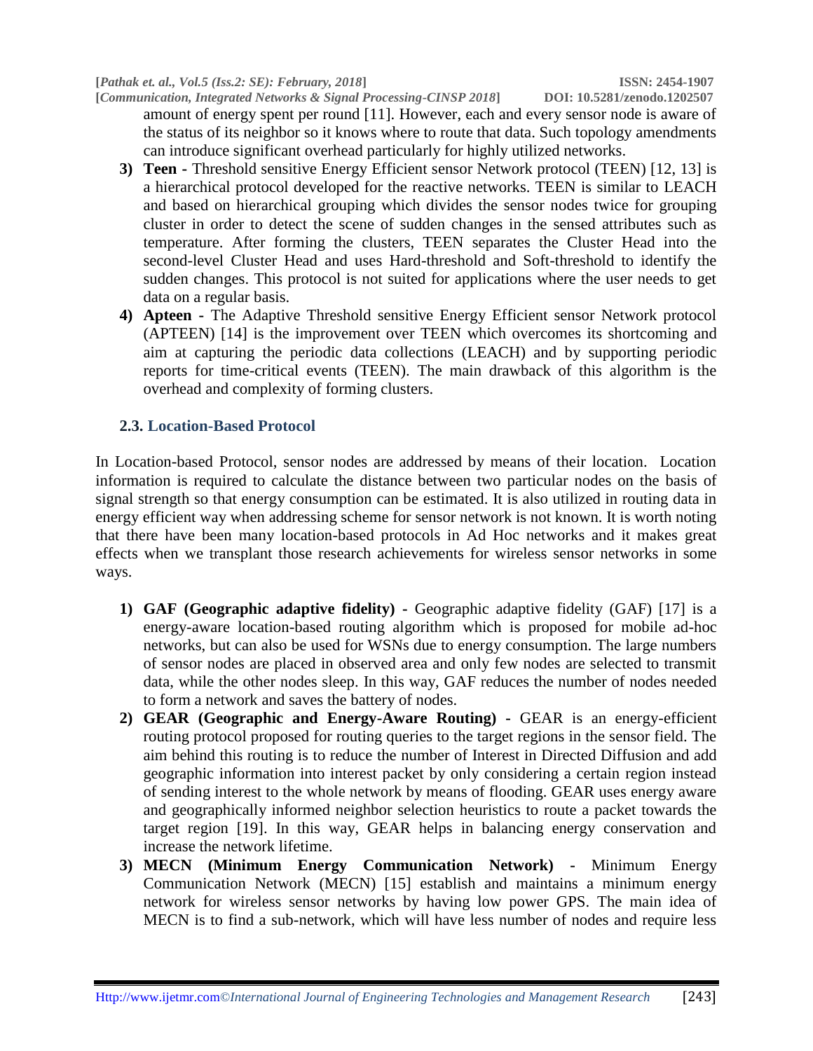amount of energy spent per round [11]. However, each and every sensor node is aware of the status of its neighbor so it knows where to route that data. Such topology amendments can introduce significant overhead particularly for highly utilized networks.

3) **Teen -** Threshold sensitive Energy Efficient sensor Network protocol (TEEN) [12, 13] is a hierarchical protocol developed for the reactive networks. TEEN is similar to LEACH and based on hierarchical grouping which divides the sensor nodes twice for grouping cluster in order to detect the scene of sudden changes in the sensed attributes such as temperature. After forming the clusters, TEEN separates the Cluster Head into the second-level Cluster Head and uses Hard-threshold and Soft-threshold to identify the sudden changes. This protocol is not suited for applications where the user needs to get data on a regular basis.
4) **Apteen -** The Adaptive Threshold sensitive Energy Efficient sensor Network protocol (APTEEN) [14] is the improvement over TEEN which overcomes its shortcoming and aim at capturing the periodic data collections (LEACH) and by supporting periodic reports for time-critical events (TEEN). The main drawback of this algorithm is the overhead and complexity of forming clusters.

### 2.3. Location-Based Protocol

In Location-based Protocol, sensor nodes are addressed by means of their location. Location information is required to calculate the distance between two particular nodes on the basis of signal strength so that energy consumption can be estimated. It is also utilized in routing data in energy efficient way when addressing scheme for sensor network is not known. It is worth noting that there have been many location-based protocols in Ad Hoc networks and it makes great effects when we transplant those research achievements for wireless sensor networks in some ways.

1) **GAF (Geographic adaptive fidelity) -** Geographic adaptive fidelity (GAF) [17] is a energy-aware location-based routing algorithm which is proposed for mobile ad-hoc networks, but can also be used for WSNs due to energy consumption. The large numbers of sensor nodes are placed in observed area and only few nodes are selected to transmit data, while the other nodes sleep. In this way, GAF reduces the number of nodes needed to form a network and saves the battery of nodes.
2) **GEAR (Geographic and Energy-Aware Routing) -** GEAR is an energy-efficient routing protocol proposed for routing queries to the target regions in the sensor field. The aim behind this routing is to reduce the number of Interest in Directed Diffusion and add geographic information into interest packet by only considering a certain region instead of sending interest to the whole network by means of flooding. GEAR uses energy aware and geographically informed neighbor selection heuristics to route a packet towards the target region [19]. In this way, GEAR helps in balancing energy conservation and increase the network lifetime.
3) **MECN (Minimum Energy Communication Network) -** Minimum Energy Communication Network (MECN) [15] establish and maintains a minimum energy network for wireless sensor networks by having low power GPS. The main idea of MECN is to find a sub-network, which will have less number of nodes and require less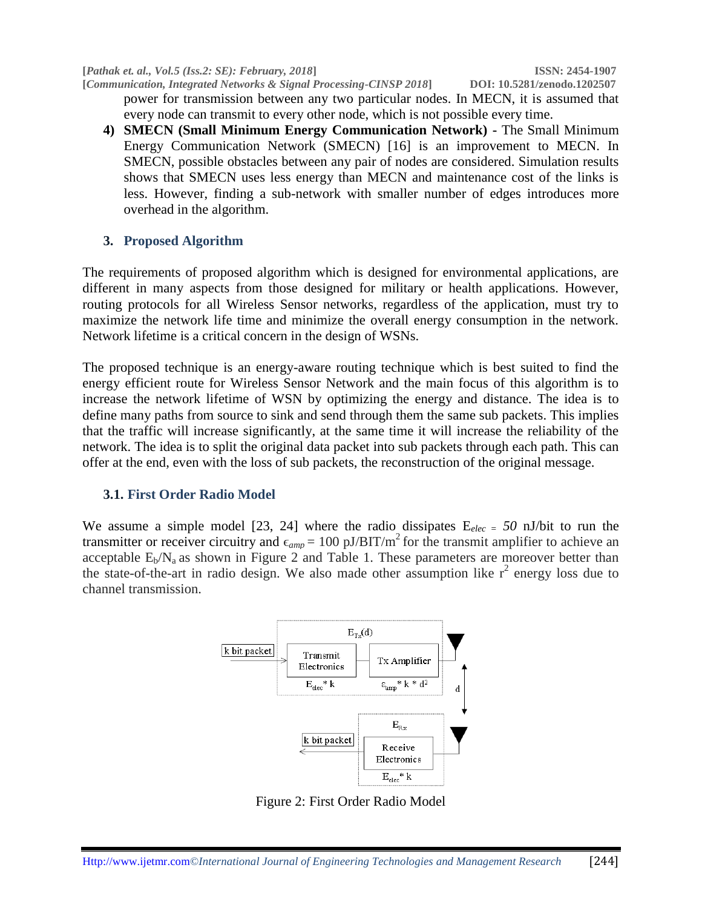power for transmission between any two particular nodes. In MECN, it is assumed that every node can transmit to every other node, which is not possible every time.

4) **SMECN (Small Minimum Energy Communication Network) -** The Small Minimum Energy Communication Network (SMECN) [16] is an improvement to MECN. In SMECN, possible obstacles between any pair of nodes are considered. Simulation results shows that SMECN uses less energy than MECN and maintenance cost of the links is less. However, finding a sub-network with smaller number of edges introduces more overhead in the algorithm.

## 3. Proposed Algorithm

The requirements of proposed algorithm which is designed for environmental applications, are different in many aspects from those designed for military or health applications. However, routing protocols for all Wireless Sensor networks, regardless of the application, must try to maximize the network life time and minimize the overall energy consumption in the network. Network lifetime is a critical concern in the design of WSNs.

The proposed technique is an energy-aware routing technique which is best suited to find the energy efficient route for Wireless Sensor Network and the main focus of this algorithm is to increase the network lifetime of WSN by optimizing the energy and distance. The idea is to define many paths from source to sink and send through them the same sub packets. This implies that the traffic will increase significantly, at the same time it will increase the reliability of the network. The idea is to split the original data packet into sub packets through each path. This can offer at the end, even with the loss of sub packets, the reconstruction of the original message.

### 3.1. First Order Radio Model

We assume a simple model [23, 24] where the radio dissipates $E_{elec} = 50$ nJ/bit to run the transmitter or receiver circuitry and $\epsilon_{amp} = 100$ pJ/BIT/$m^2$ for the transmit amplifier to achieve an acceptable $E_b/N_a$ as shown in Figure 2 and Table 1. These parameters are moreover better than the state-of-the-art in radio design. We also made other assumption like $r^2$ energy loss due to channel transmission.

Figure 2: First Order Radio Model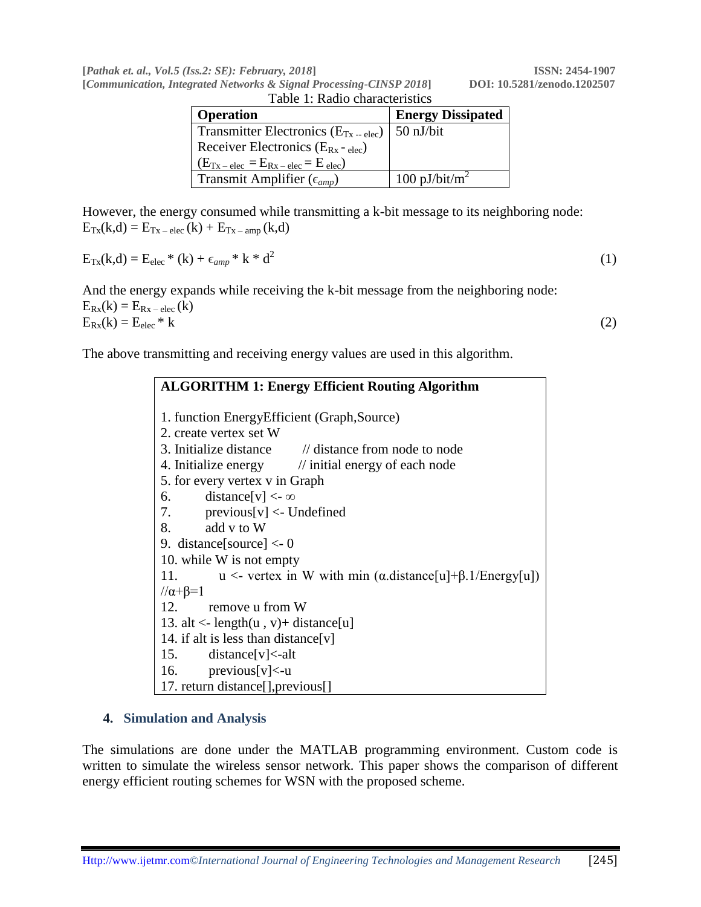Table 1: Radio characteristics

| Operation | Energy Dissipated |
|---|---|
| Transmitter Electronics ($E_{Tx-elec}$) Receiver Electronics ($E_{Rx-elec}$) ($E_{Tx-elec} = E_{Rx-elec} = E_{elec}$) | 50 nJ/bit |
| Transmit Amplifier ($\epsilon_{amp}$) | 100 pJ/bit/$m^2$ |

However, the energy consumed while transmitting a k-bit message to its neighboring node:
$E_{Tx}(k,d) = E_{Tx-elec}(k) + E_{Tx-amp}(k,d)$

$$E_{Tx}(k,d) = E_{elec} * (k) + \epsilon_{amp} * k * d^2 \quad (1)$$

And the energy expands while receiving the k-bit message from the neighboring node:
$E_{Rx}(k) = E_{Rx-elec}(k)$

$$E_{Rx}(k) = E_{elec} * k \quad (2)$$

The above transmitting and receiving energy values are used in this algorithm.

**ALGORITHM 1: Energy Efficient Routing Algorithm**

```
1. function EnergyEfficient (Graph,Source)
2. create vertex set W
3. Initialize distance      // distance from node to node
4. Initialize energy        // initial energy of each node
5. for every vertex v in Graph
6.     distance[v] <- ∞
7.     previous[v] <- Undefined
8.     add v to W
9.  distance[source] <- 0
10. while W is not empty
11.      u <- vertex in W with min (α.distance[u]+β.1/Energy[u])
//α+β=1
12.     remove u from W
13. alt <- length(u , v)+ distance[u]
14. if alt is less than distance[v]
15.     distance[v]<-alt
16.     previous[v]<-u
17. return distance[],previous[]
```

## 4. Simulation and Analysis

The simulations are done under the MATLAB programming environment. Custom code is written to simulate the wireless sensor network. This paper shows the comparison of different energy efficient routing schemes for WSN with the proposed scheme.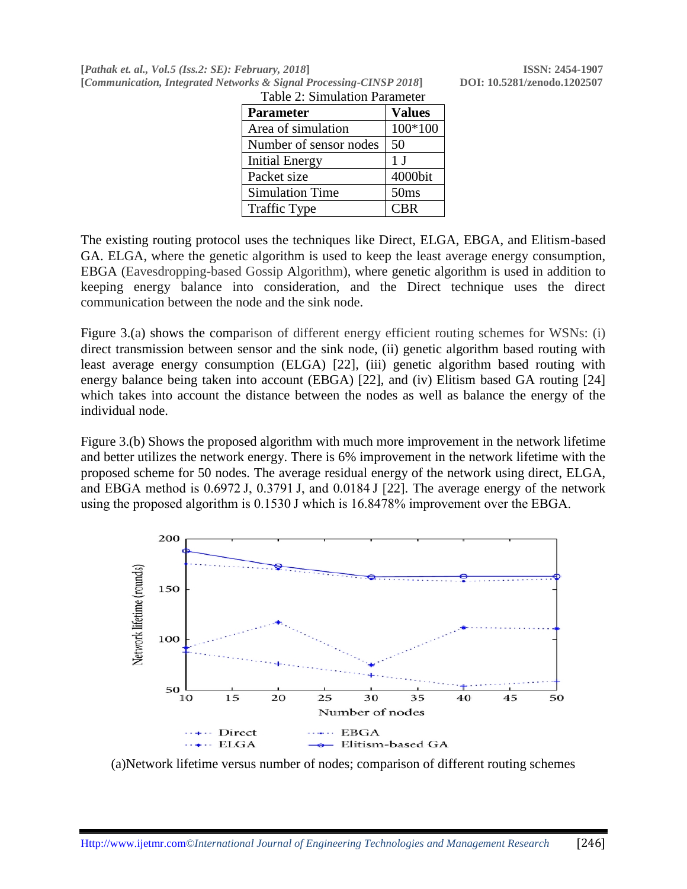Table 2: Simulation Parameter

| Parameter | Values |
|---|---|
| Area of simulation | 100*100 |
| Number of sensor nodes | 50 |
| Initial Energy | 1 J |
| Packet size | 4000bit |
| Simulation Time | 50ms |
| Traffic Type | CBR |

The existing routing protocol uses the techniques like Direct, ELGA, EBGA, and Elitism-based GA. ELGA, where the genetic algorithm is used to keep the least average energy consumption, EBGA (Eavesdropping-based Gossip Algorithm), where genetic algorithm is used in addition to keeping energy balance into consideration, and the Direct technique uses the direct communication between the node and the sink node.

Figure 3.(a) shows the comparison of different energy efficient routing schemes for WSNs: (i) direct transmission between sensor and the sink node, (ii) genetic algorithm based routing with least average energy consumption (ELGA) [22], (iii) genetic algorithm based routing with energy balance being taken into account (EBGA) [22], and (iv) Elitism based GA routing [24] which takes into account the distance between the nodes as well as balance the energy of the individual node.

Figure 3.(b) Shows the proposed algorithm with much more improvement in the network lifetime and better utilizes the network energy. There is 6% improvement in the network lifetime with the proposed scheme for 50 nodes. The average residual energy of the network using direct, ELGA, and EBGA method is 0.6972 J, 0.3791 J, and 0.0184 J [22]. The average energy of the network using the proposed algorithm is 0.1530 J which is 16.8478% improvement over the EBGA.

(a)Network lifetime versus number of nodes; comparison of different routing schemes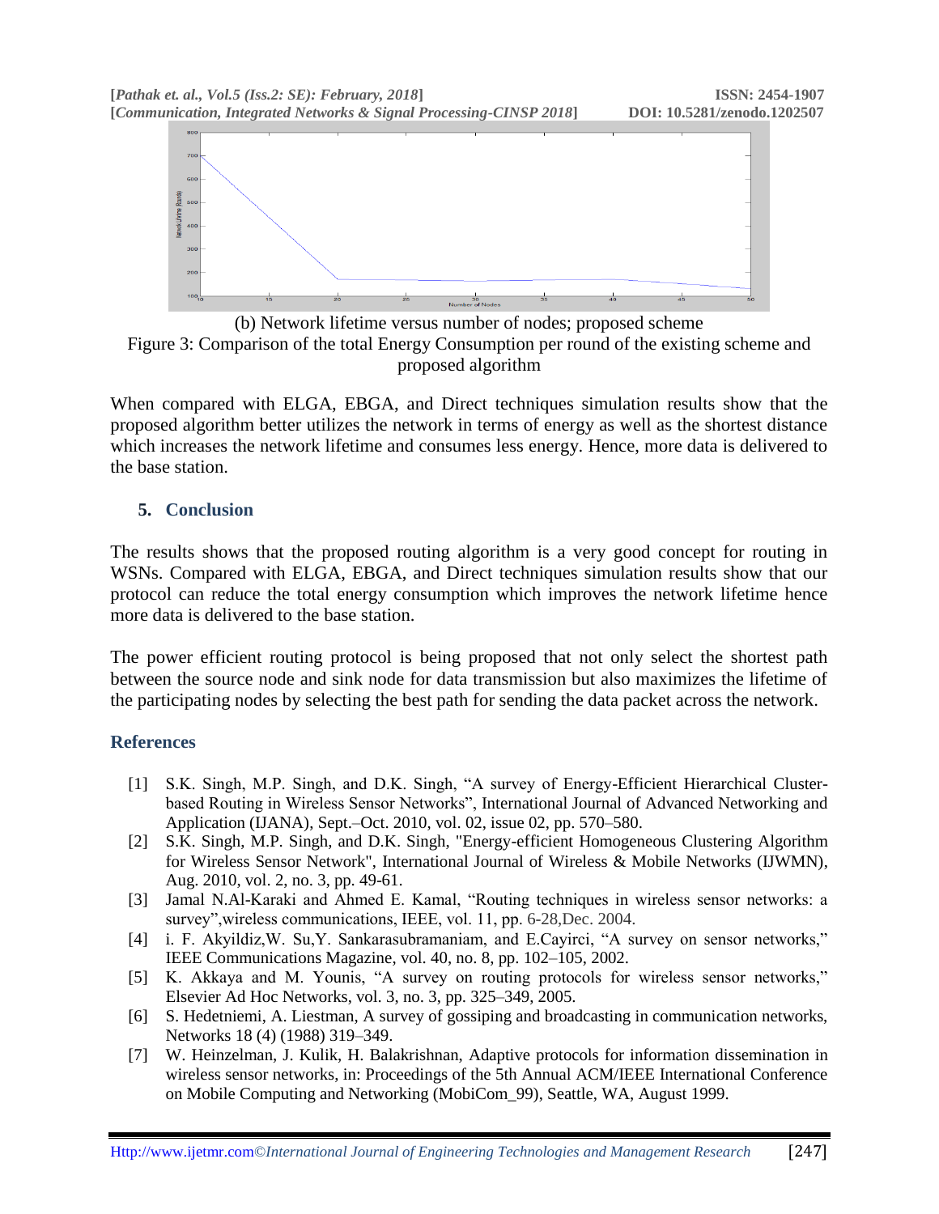(b) Network lifetime versus number of nodes; proposed scheme

Figure 3: Comparison of the total Energy Consumption per round of the existing scheme and proposed algorithm

When compared with ELGA, EBGA, and Direct techniques simulation results show that the proposed algorithm better utilizes the network in terms of energy as well as the shortest distance which increases the network lifetime and consumes less energy. Hence, more data is delivered to the base station.

## 5. Conclusion

The results shows that the proposed routing algorithm is a very good concept for routing in WSNs. Compared with ELGA, EBGA, and Direct techniques simulation results show that our protocol can reduce the total energy consumption which improves the network lifetime hence more data is delivered to the base station.

The power efficient routing protocol is being proposed that not only select the shortest path between the source node and sink node for data transmission but also maximizes the lifetime of the participating nodes by selecting the best path for sending the data packet across the network.

## References

[1] S.K. Singh, M.P. Singh, and D.K. Singh, "A survey of Energy-Efficient Hierarchical Cluster-based Routing in Wireless Sensor Networks", International Journal of Advanced Networking and Application (IJANA), Sept.–Oct. 2010, vol. 02, issue 02, pp. 570–580.

[2] S.K. Singh, M.P. Singh, and D.K. Singh, "Energy-efficient Homogeneous Clustering Algorithm for Wireless Sensor Network", International Journal of Wireless & Mobile Networks (IJWMN), Aug. 2010, vol. 2, no. 3, pp. 49-61.

[3] Jamal N.Al-Karaki and Ahmed E. Kamal, "Routing techniques in wireless sensor networks: a survey",wireless communications, IEEE, vol. 11, pp. 6-28,Dec. 2004.

[4] i. F. Akyildiz,W. Su,Y. Sankarasubramaniam, and E.Cayirci, "A survey on sensor networks," IEEE Communications Magazine, vol. 40, no. 8, pp. 102–105, 2002.

[5] K. Akkaya and M. Younis, "A survey on routing protocols for wireless sensor networks," Elsevier Ad Hoc Networks, vol. 3, no. 3, pp. 325–349, 2005.

[6] S. Hedetniemi, A. Liestman, A survey of gossiping and broadcasting in communication networks, Networks 18 (4) (1988) 319–349.

[7] W. Heinzelman, J. Kulik, H. Balakrishnan, Adaptive protocols for information dissemination in wireless sensor networks, in: Proceedings of the 5th Annual ACM/IEEE International Conference on Mobile Computing and Networking (MobiCom_99), Seattle, WA, August 1999.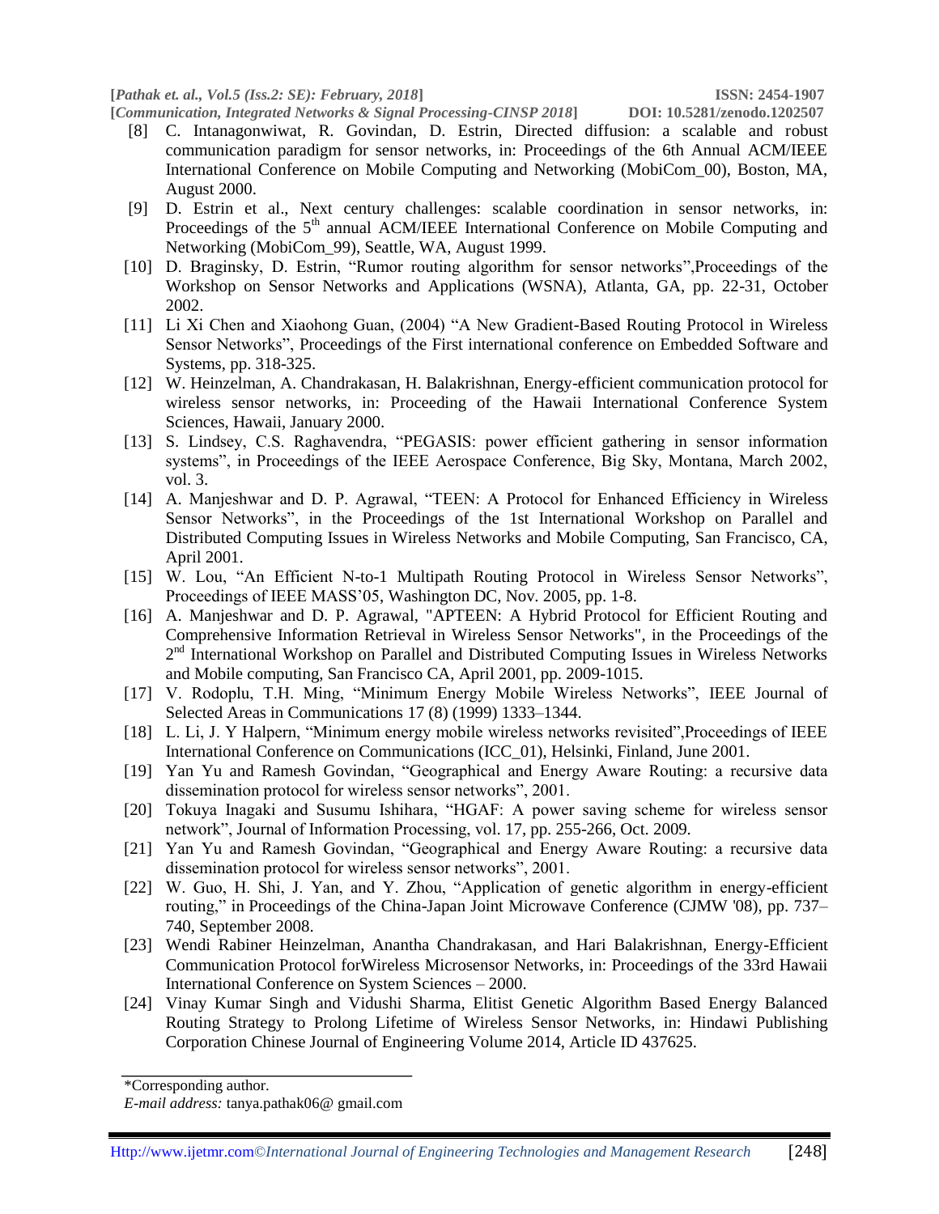[8] C. Intanagonwiwat, R. Govindan, D. Estrin, Directed diffusion: a scalable and robust communication paradigm for sensor networks, in: Proceedings of the 6th Annual ACM/IEEE International Conference on Mobile Computing and Networking (MobiCom_00), Boston, MA, August 2000.

[9] D. Estrin et al., Next century challenges: scalable coordination in sensor networks, in: Proceedings of the 5th annual ACM/IEEE International Conference on Mobile Computing and Networking (MobiCom_99), Seattle, WA, August 1999.

[10] D. Braginsky, D. Estrin, "Rumor routing algorithm for sensor networks",Proceedings of the Workshop on Sensor Networks and Applications (WSNA), Atlanta, GA, pp. 22-31, October 2002.

[11] Li Xi Chen and Xiaohong Guan, (2004) "A New Gradient-Based Routing Protocol in Wireless Sensor Networks", Proceedings of the First international conference on Embedded Software and Systems, pp. 318-325.

[12] W. Heinzelman, A. Chandrakasan, H. Balakrishnan, Energy-efficient communication protocol for wireless sensor networks, in: Proceeding of the Hawaii International Conference System Sciences, Hawaii, January 2000.

[13] S. Lindsey, C.S. Raghavendra, "PEGASIS: power efficient gathering in sensor information systems", in Proceedings of the IEEE Aerospace Conference, Big Sky, Montana, March 2002, vol. 3.

[14] A. Manjeshwar and D. P. Agrawal, "TEEN: A Protocol for Enhanced Efficiency in Wireless Sensor Networks", in the Proceedings of the 1st International Workshop on Parallel and Distributed Computing Issues in Wireless Networks and Mobile Computing, San Francisco, CA, April 2001.

[15] W. Lou, "An Efficient N-to-1 Multipath Routing Protocol in Wireless Sensor Networks", Proceedings of IEEE MASS'05, Washington DC, Nov. 2005, pp. 1-8.

[16] A. Manjeshwar and D. P. Agrawal, "APTEEN: A Hybrid Protocol for Efficient Routing and Comprehensive Information Retrieval in Wireless Sensor Networks", in the Proceedings of the 2nd International Workshop on Parallel and Distributed Computing Issues in Wireless Networks and Mobile computing, San Francisco CA, April 2001, pp. 2009-1015.

[17] V. Rodoplu, T.H. Ming, "Minimum Energy Mobile Wireless Networks", IEEE Journal of Selected Areas in Communications 17 (8) (1999) 1333–1344.

[18] L. Li, J. Y Halpern, "Minimum energy mobile wireless networks revisited",Proceedings of IEEE International Conference on Communications (ICC_01), Helsinki, Finland, June 2001.

[19] Yan Yu and Ramesh Govindan, "Geographical and Energy Aware Routing: a recursive data dissemination protocol for wireless sensor networks", 2001.

[20] Tokuya Inagaki and Susumu Ishihara, "HGAF: A power saving scheme for wireless sensor network", Journal of Information Processing, vol. 17, pp. 255-266, Oct. 2009.

[21] Yan Yu and Ramesh Govindan, "Geographical and Energy Aware Routing: a recursive data dissemination protocol for wireless sensor networks", 2001.

[22] W. Guo, H. Shi, J. Yan, and Y. Zhou, "Application of genetic algorithm in energy-efficient routing," in Proceedings of the China-Japan Joint Microwave Conference (CJMW '08), pp. 737–740, September 2008.

[23] Wendi Rabiner Heinzelman, Anantha Chandrakasan, and Hari Balakrishnan, Energy-Efficient Communication Protocol forWireless Microsensor Networks, in: Proceedings of the 33rd Hawaii International Conference on System Sciences – 2000.

[24] Vinay Kumar Singh and Vidushi Sharma, Elitist Genetic Algorithm Based Energy Balanced Routing Strategy to Prolong Lifetime of Wireless Sensor Networks, in: Hindawi Publishing Corporation Chinese Journal of Engineering Volume 2014, Article ID 437625.

*Corresponding author.

*E-mail address:* tanya.pathak06@ gmail.com